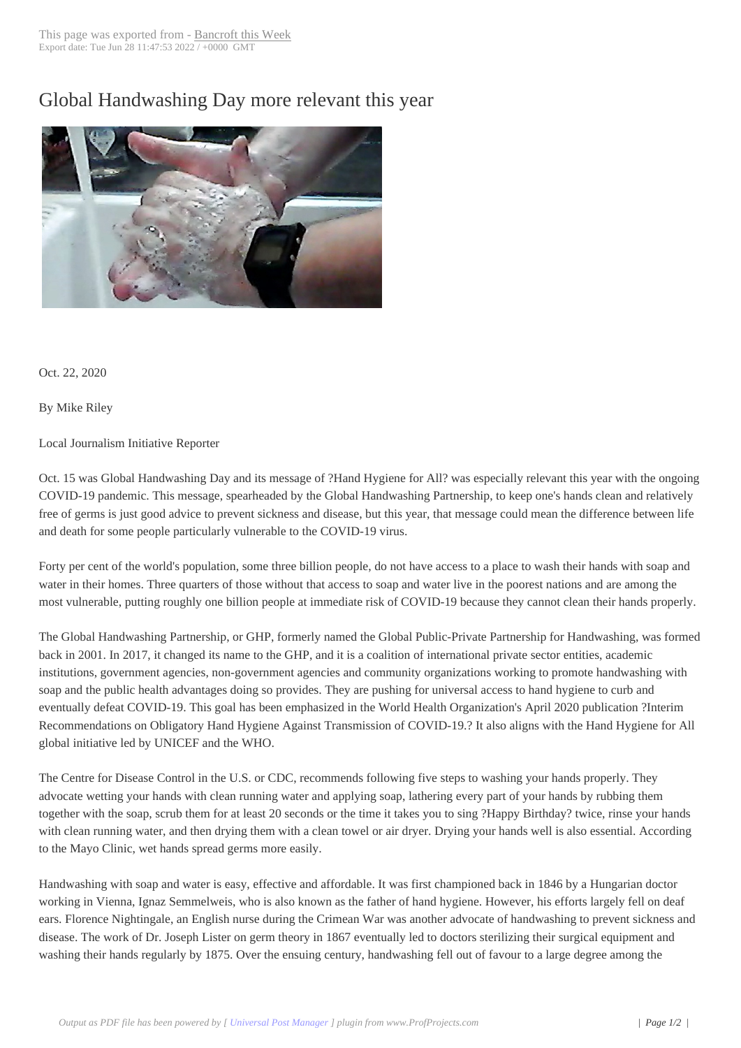# Global Handwashing Day more relevant this year

Oct. 22, 2020

By Mike Riley

Local Journalism Initiative Reporter

Oct. 15 was Global Handwashing Day and its message of ?Hand Hygiene for All? was especially relevant this year with the ongoing COVID-19 pandemic. This message, spearheaded by the Global Handwashing Partnership, to keep one's hands clean and relatively free of germs is just good advice to prevent sickness and disease, but this year, that message could mean the difference between life and death for some people particularly vulnerable to the COVID-19 virus.

Forty per cent of the world's population, some three billion people, do not have access to a place to wash their hands with soap and water in their homes. Three quarters of those without that access to soap and water live in the poorest nations and are among the most vulnerable, putting roughly one billion people at immediate risk of COVID-19 because they cannot clean their hands properly.

The Global Handwashing Partnership, or GHP, formerly named the Global Public-Private Partnership for Handwashing, was formed back in 2001. In 2017, it changed its name to the GHP, and it is a coalition of international private sector entities, academic institutions, government agencies, non-government agencies and community organizations working to promote handwashing with soap and the public health advantages doing so provides. They are pushing for universal access to hand hygiene to curb and eventually defeat COVID-19. This goal has been emphasized in the World Health Organization's April 2020 publication ?Interim Recommendations on Obligatory Hand Hygiene Against Transmission of COVID-19.? It also aligns with the Hand Hygiene for All global initiative led by UNICEF and the WHO.

The Centre for Disease Control in the U.S. or CDC, recommends following five steps to washing your hands properly. They advocate wetting your hands with clean running water and applying soap, lathering every part of your hands by rubbing them together with the soap, scrub them for at least 20 seconds or the time it takes you to sing ?Happy Birthday? twice, rinse your hands with clean running water, and then drying them with a clean towel or air dryer. Drying your hands well is also essential. According to the Mayo Clinic, wet hands spread germs more easily.

Handwashing with soap and water is easy, effective and affordable. It was first championed back in 1846 by a Hungarian doctor working in Vienna, Ignaz Semmelweis, who is also known as the father of hand hygiene. However, his efforts largely fell on deaf ears. Florence Nightingale, an English nurse during the Crimean War was another advocate of handwashing to prevent sickness and disease. The work of Dr. Joseph Lister on germ theory in 1867 eventually led to doctors sterilizing their surgical equipment and washing their hands regularly by 1875. Over the ensuing century, handwashing fell out of favour to a large degree among the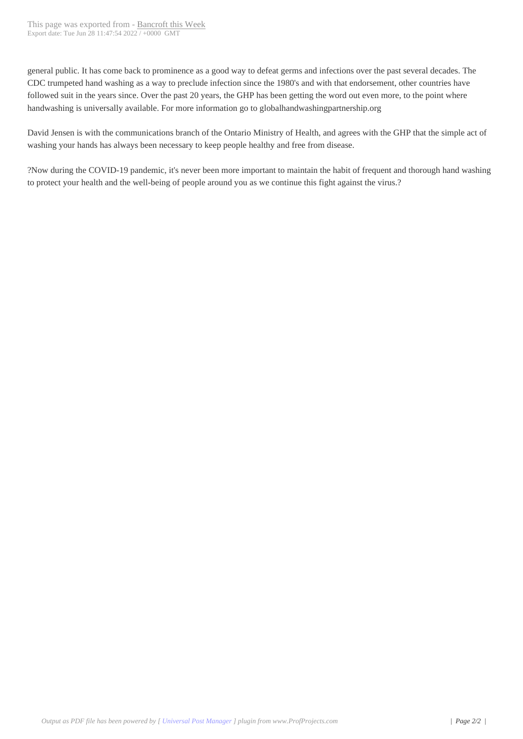general public. It has come back to prominence as a good way to defeat germs and infections over the past several decades. The CDC trumpeted hand washing as a way to preclude infection since the 1980's and with that endorsement, other countries have followed suit in the years since. Over the past 20 years, the GHP has been getting the word out even more, to the point where handwashing is universally available. For more information go to globalhandwashingpartnership.org

David Jensen is with the communications branch of the Ontario Ministry of Health, and agrees with the GHP that the simple act of washing your hands has always been necessary to keep people healthy and free from disease.

?Now during the COVID-19 pandemic, it's never been more important to maintain the habit of frequent and thorough hand washing to protect your health and the well-being of people around you as we continue this fight against the virus.?